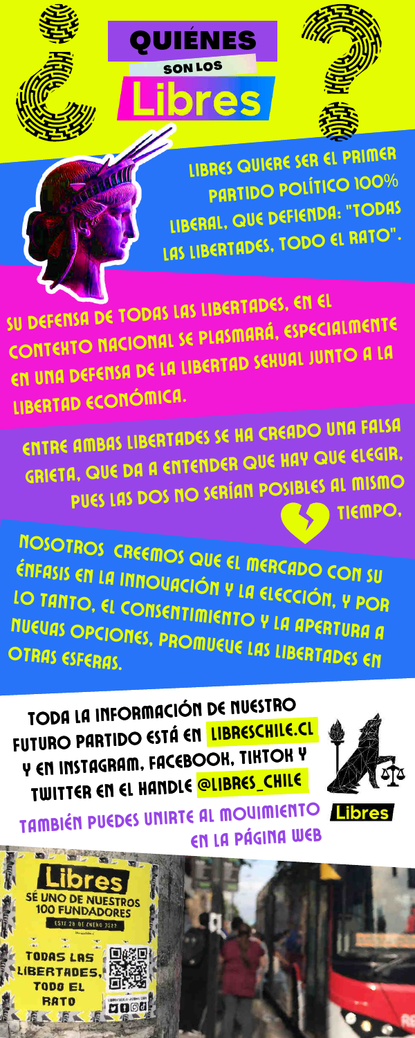# ¿QUIÉNES SON LOS Libres?

LIBRES QUIERE SER EL PRIMER PARTIDO POLÍTICO 100% LIBERAL, QUE DEFIENDA: "TODAS LAS LIBERTADES, TODO EL RATO".

SU DEFENSA DE TODAS LAS LIBERTADES, EN EL CONTEXTO NACIONAL SE PLASMARÁ, ESPECIALMENTE EN UNA DEFENSA DE LA LIBERTAD SEXUAL JUNTO A LA LIBERTAD ECONÓMICA.

ENTRE AMBAS LIBERTADES SE HA CREADO UNA FALSA GRIETA, QUE DA A ENTENDER QUE HAY QUE ELEGIR, PUES LAS DOS NO SERÍAN POSIBLES AL MISMO TIEMPO.

NOSOTROS CREEMOS QUE EL MERCADO CON SU ÉNFASIS EN LA INNOVACIÓN Y LA ELECCIÓN, Y POR LO TANTO, EL CONSENTIMIENTO Y LA APERTURA A NUEVAS OPCIONES, PROMUEVE LAS LIBERTADES EN OTRAS ESFERAS.

TODA LA INFORMACIÓN DE NUESTRO FUTURO PARTIDO ESTÁ EN LIBRESCHILE.CL Y EN INSTAGRAM, FACEBOOK, TIKTOK Y TWITTER EN EL HANDLE @LIBRES_CHILE

TAMBIÉN PUEDES UNIRTE AL MOVIMIENTO EN LA PÁGINA WEB

Libres

Libres
SÉ UNO DE NUESTROS 100 FUNDADORES

TODAS LAS LIBERTADES, TODO EL RATO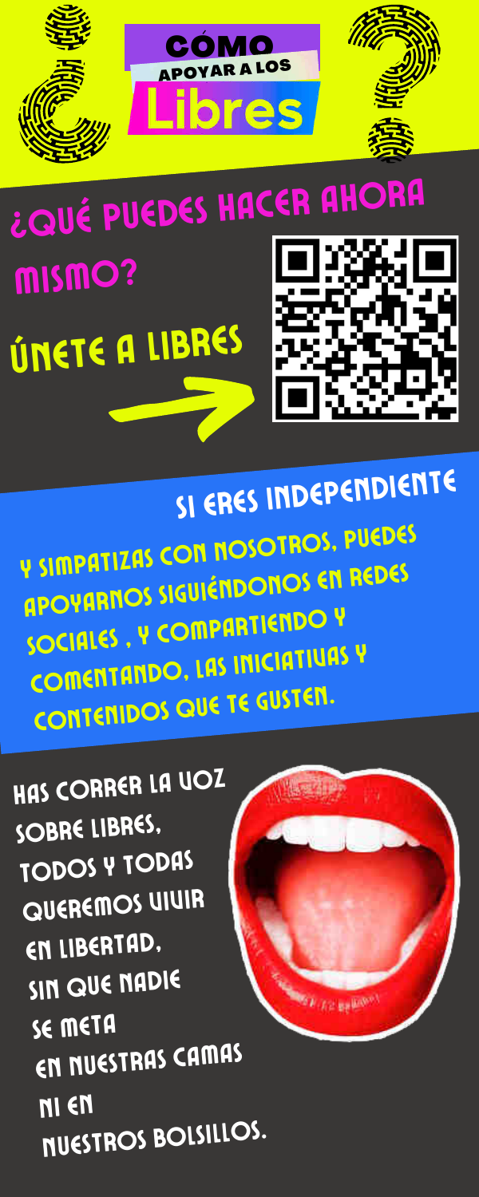# ¿CÓMO APOYAR A LOS Libres?

## ¿QUÉ PUEDES HACER AHORA MISMO?

## ÚNETE A LIBRES

## SI ERES INDEPENDIENTE

Y SIMPATIZAS CON NOSOTROS, PUEDES APOYARNOS SIGUIÉNDONOS EN REDES SOCIALES , Y COMPARTIENDO Y COMENTANDO, LAS INICIATIVAS Y CONTENIDOS QUE TE GUSTEN.

HAS CORRER LA VOZ SOBRE LIBRES, TODOS Y TODAS QUEREMOS VIVIR EN LIBERTAD, SIN QUE NADIE SE METa EN NUESTRAS CAMAS NI EN NUESTROS BOLSILLOS.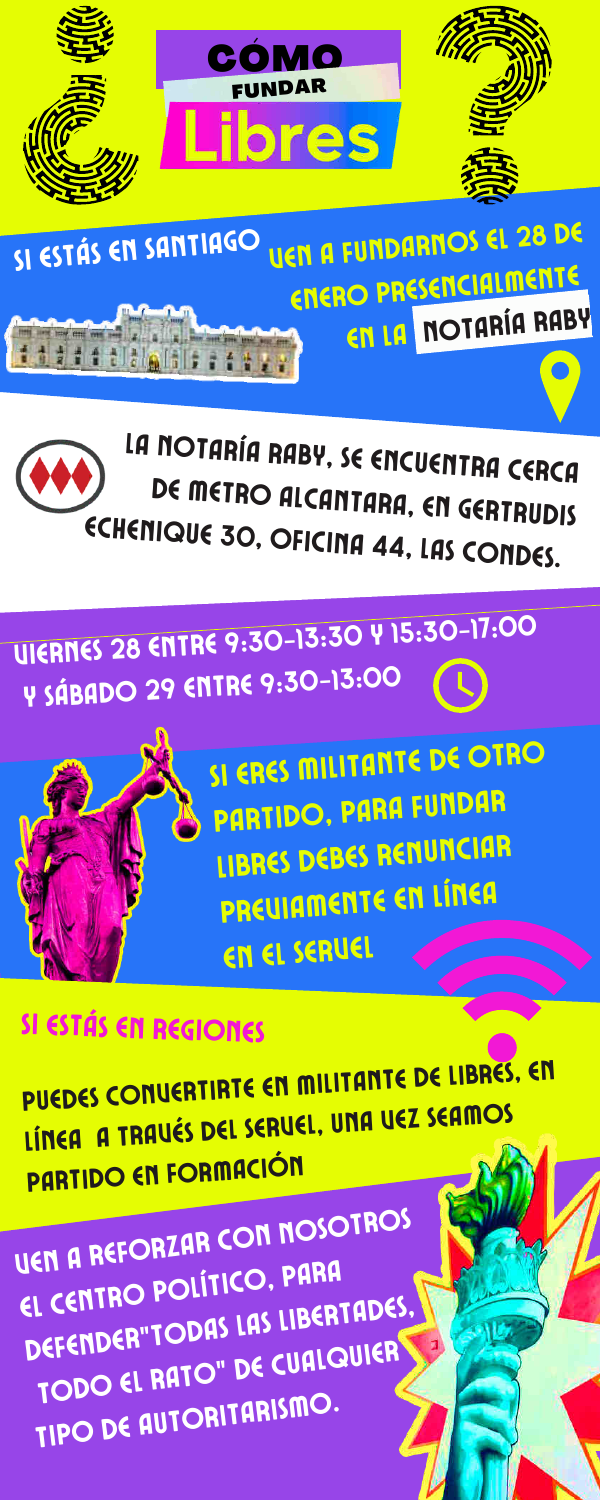# ¿CÓMO FUNDAR Libres?

## SI ESTÁS EN SANTIAGO

VEN A FUNDARNOS EL 28 DE ENERO PRESENCIALMENTE EN LA NOTARÍA RABY

LA NOTARÍA RABY, SE ENCUENTRA CERCA DE METRO ALCANTARA, EN GERTRUDIS ECHENIQUE 30, OFICINA 44, LAS CONDES.

VIERNES 28 ENTRE 9:30-13:30 Y 15:30-17:00 Y SÁBADO 29 ENTRE 9:30-13:00

SI ERES MILITANTE DE OTRO PARTIDO, PARA FUNDAR LIBRES DEBES RENUNCIAR PREVIAMENTE EN LÍNEA EN EL SERVEL

## SI ESTÁS EN REGIONES

PUEDES CONVERTIRTE EN MILITANTE DE LIBRES, EN LÍNEA A TRAVÉS DEL SERVEL, UNA VEZ SEAMOS PARTIDO EN FORMACIÓN

VEN A REFORZAR CON NOSOTROS EL CENTRO POLÍTICO, PARA DEFENDER"TODAS LAS LIBERTADES, TODO EL RATO" DE CUALQUIER TIPO DE AUTORITARISMO.